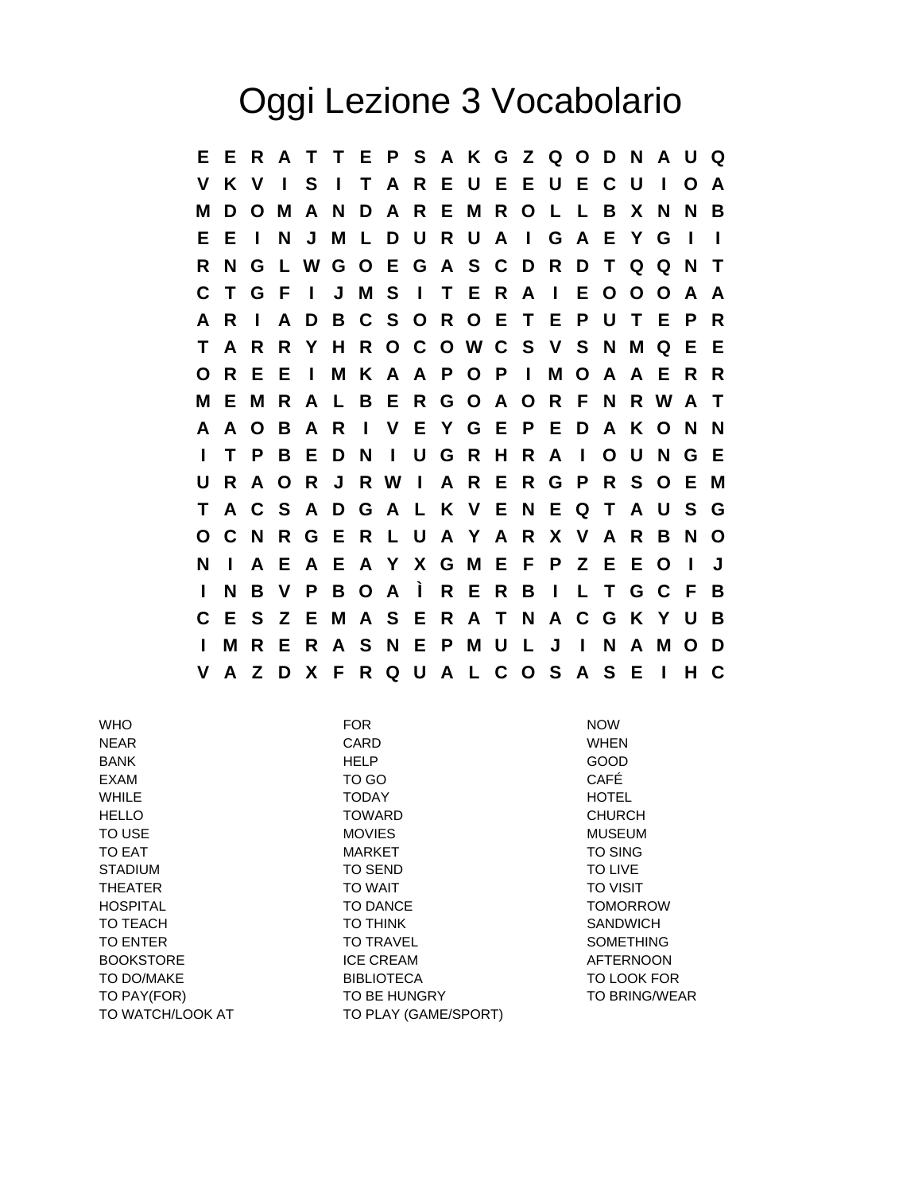# Oggi Lezione 3 Vocabolario

```
E E R A T T E P S A K G Z Q O D N A U Q
V K V I S I T A R E U E E U E C U I O A
M D O M A N D A R E M R O L L B X N N B
E E I N J M L D U R U A I G A E Y G I I
R N G L W G O E G A S C D R D T Q Q N T
C T G F I J M S I T E R A I E O O O A A
A R I A D B C S O R O E T E P U T E P R
T A R R Y H R O C O W C S V S N M Q E E
O R E E I M K A A P O P I M O A A E R R
M E M R A L B E R G O A O R F N R W A T
A A O B A R I V E Y G E P E D A K O N N
I T P B E D N I U G R H R A I O U N G E
U R A O R J R W I A R E R G P R S O E M
T A C S A D G A L K V E N E Q T A U S G
O C N R G E R L U A Y A R X V A R B N O
N I A E A E A Y X G M E F P Z E E O I J
I N B V P B O A Ì R E R B I L T G C F B
C E S Z E M A S E R A T N A C G K Y U B
I M R E R A S N E P M U L J I N A M O D
V A Z D X F R Q U A L C O S A S E I H C
```

| | | |
|---|---|---|
| WHO | FOR | NOW |
| NEAR | CARD | WHEN |
| BANK | HELP | GOOD |
| EXAM | TO GO | CAFÉ |
| WHILE | TODAY | HOTEL |
| HELLO | TOWARD | CHURCH |
| TO USE | MOVIES | MUSEUM |
| TO EAT | MARKET | TO SING |
| STADIUM | TO SEND | TO LIVE |
| THEATER | TO WAIT | TO VISIT |
| HOSPITAL | TO DANCE | TOMORROW |
| TO TEACH | TO THINK | SANDWICH |
| TO ENTER | TO TRAVEL | SOMETHING |
| BOOKSTORE | ICE CREAM | AFTERNOON |
| TO DO/MAKE | BIBLIOTECA | TO LOOK FOR |
| TO PAY(FOR) | TO BE HUNGRY | TO BRING/WEAR |
| TO WATCH/LOOK AT | TO PLAY (GAME/SPORT) | |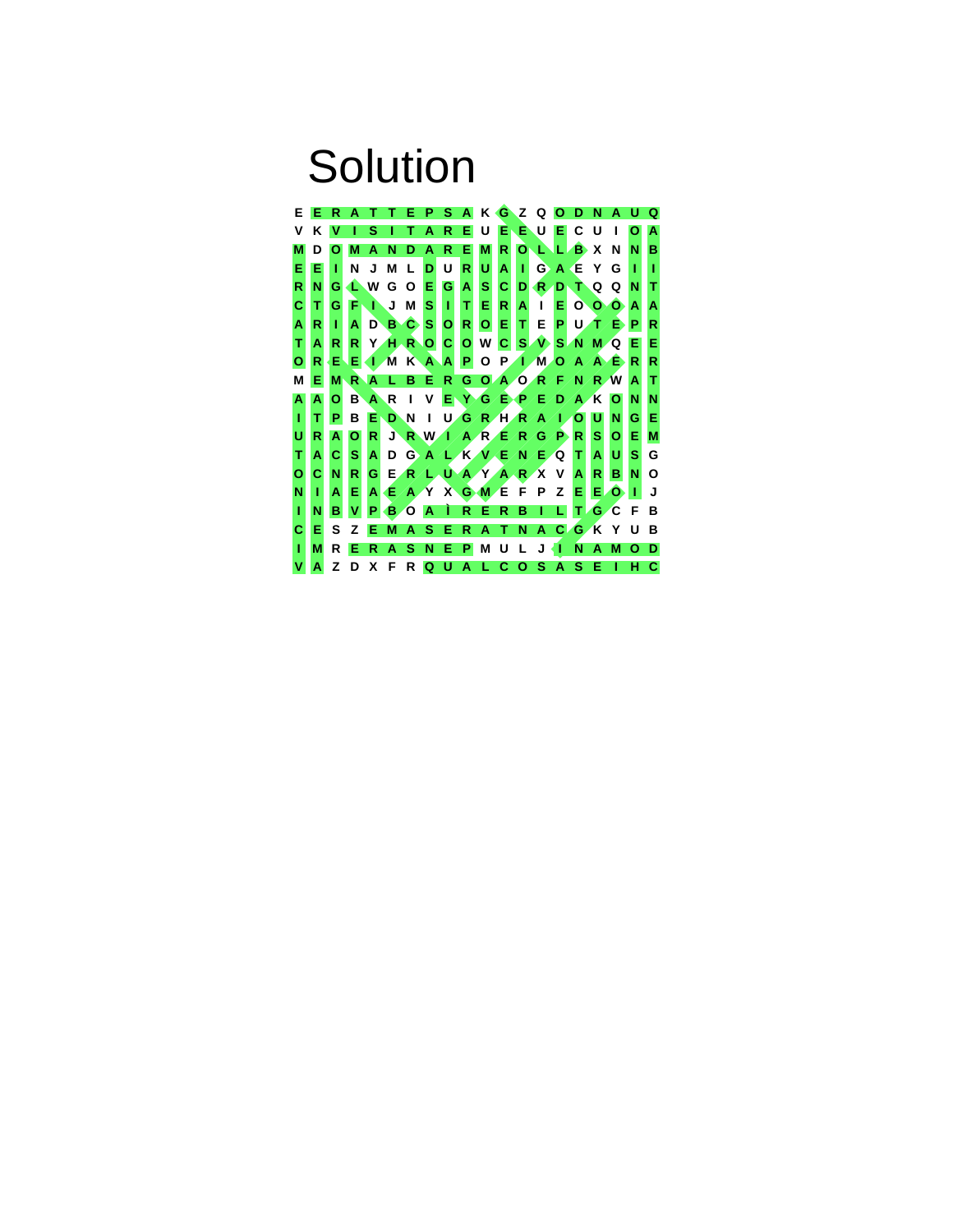# Solution

| | | | | | | | | | | | | | | | | | | | |
|---|---|---|---|---|---|---|---|---|---|---|---|---|---|---|---|---|---|---|---|
| E | E | R | A | T | T | E | P | S | A | K | G | Z | Q | O | D | N | A | U | Q |
| V | K | V | I | S | I | T | A | R | E | U | E | E | U | E | C | U | I | O | A |
| M | D | O | M | A | N | D | A | R | E | M | R | O | L | L | B | X | N | N | B |
| E | E | I | N | J | M | L | D | U | R | U | A | I | G | A | E | Y | G | I | I |
| R | N | G | L | W | G | O | E | G | A | S | C | D | R | D | T | Q | Q | N | T |
| C | T | G | F | I | J | M | S | I | T | E | R | A | I | E | O | O | O | A | A |
| A | R | I | A | D | B | C | S | O | R | O | E | T | E | P | U | T | E | P | R |
| T | A | R | R | Y | H | R | O | C | O | W | C | S | V | S | N | M | Q | E | E |
| O | R | E | E | I | M | K | A | A | P | O | P | I | M | O | A | A | E | R | R |
| M | E | M | R | A | L | B | E | R | G | O | A | O | R | F | N | R | W | A | T |
| A | A | O | B | A | R | I | V | E | Y | G | E | P | E | D | A | K | O | N | N |
| I | T | P | B | E | D | N | I | U | G | R | H | R | A | I | O | U | N | G | E |
| U | R | A | O | R | J | R | W | I | A | R | E | R | G | P | R | S | O | E | M |
| T | A | C | S | A | D | G | A | L | K | V | E | N | E | Q | T | A | U | S | G |
| O | C | N | R | G | E | R | L | U | A | Y | A | R | X | V | A | R | B | N | O |
| N | I | A | E | A | E | A | Y | X | G | M | E | F | P | Z | E | E | O | I | J |
| I | N | B | V | P | B | O | A | Ì | R | E | R | B | I | L | T | G | C | F | B |
| C | E | S | Z | E | M | A | S | E | R | A | T | N | A | C | G | K | Y | U | B |
| I | M | R | E | R | A | S | N | E | P | M | U | L | J | I | N | A | M | O | D |
| V | A | Z | D | X | F | R | Q | U | A | L | C | O | S | A | S | E | I | H | C |